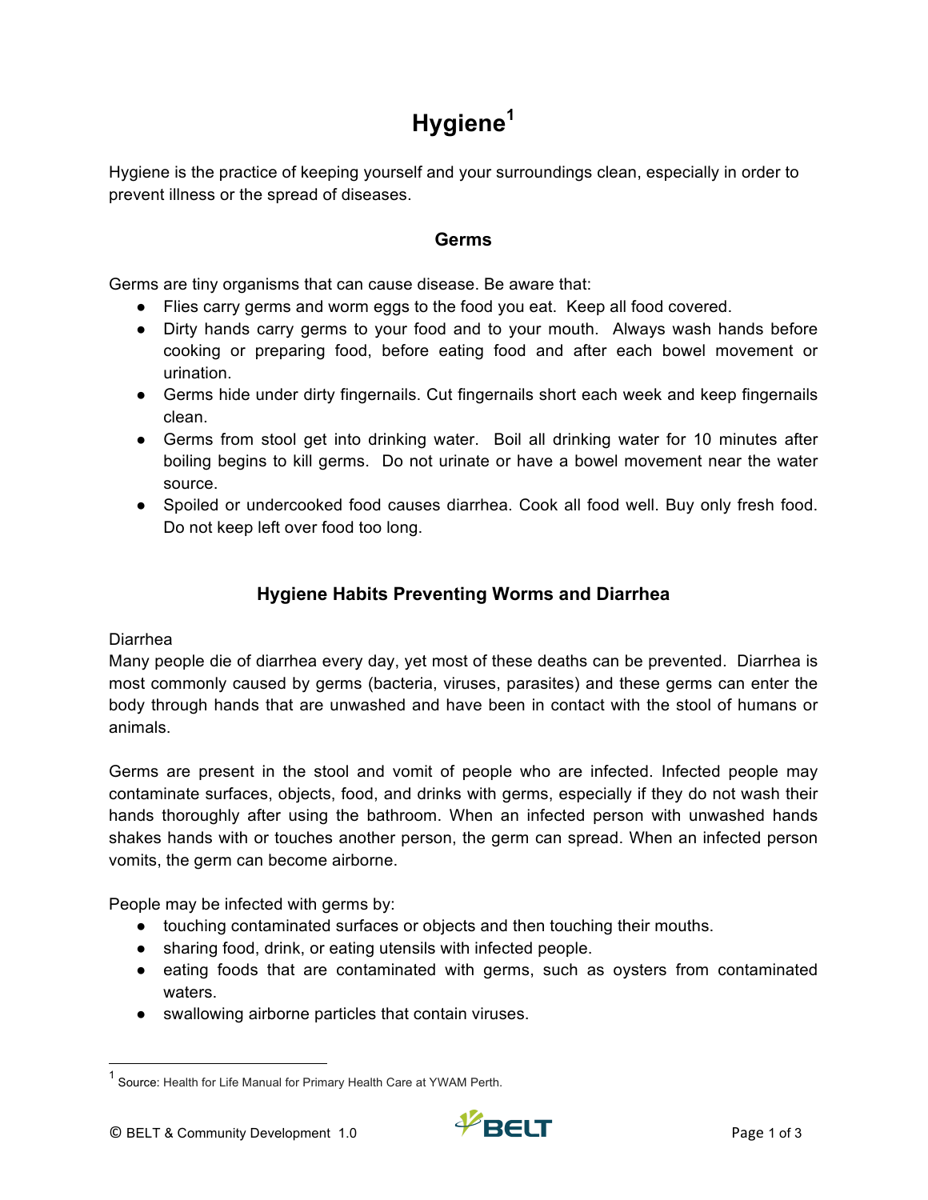# Hygiene[1]

Hygiene is the practice of keeping yourself and your surroundings clean, especially in order to prevent illness or the spread of diseases.

## Germs

Germs are tiny organisms that can cause disease. Be aware that:

- Flies carry germs and worm eggs to the food you eat. Keep all food covered.
- Dirty hands carry germs to your food and to your mouth. Always wash hands before cooking or preparing food, before eating food and after each bowel movement or urination.
- Germs hide under dirty fingernails. Cut fingernails short each week and keep fingernails clean.
- Germs from stool get into drinking water. Boil all drinking water for 10 minutes after boiling begins to kill germs. Do not urinate or have a bowel movement near the water source.
- Spoiled or undercooked food causes diarrhea. Cook all food well. Buy only fresh food. Do not keep left over food too long.

## Hygiene Habits Preventing Worms and Diarrhea

Diarrhea

Many people die of diarrhea every day, yet most of these deaths can be prevented. Diarrhea is most commonly caused by germs (bacteria, viruses, parasites) and these germs can enter the body through hands that are unwashed and have been in contact with the stool of humans or animals.

Germs are present in the stool and vomit of people who are infected. Infected people may contaminate surfaces, objects, food, and drinks with germs, especially if they do not wash their hands thoroughly after using the bathroom. When an infected person with unwashed hands shakes hands with or touches another person, the germ can spread. When an infected person vomits, the germ can become airborne.

People may be infected with germs by:

- touching contaminated surfaces or objects and then touching their mouths.
- sharing food, drink, or eating utensils with infected people.
- eating foods that are contaminated with germs, such as oysters from contaminated waters.
- swallowing airborne particles that contain viruses.

---

[1] Source: Health for Life Manual for Primary Health Care at YWAM Perth.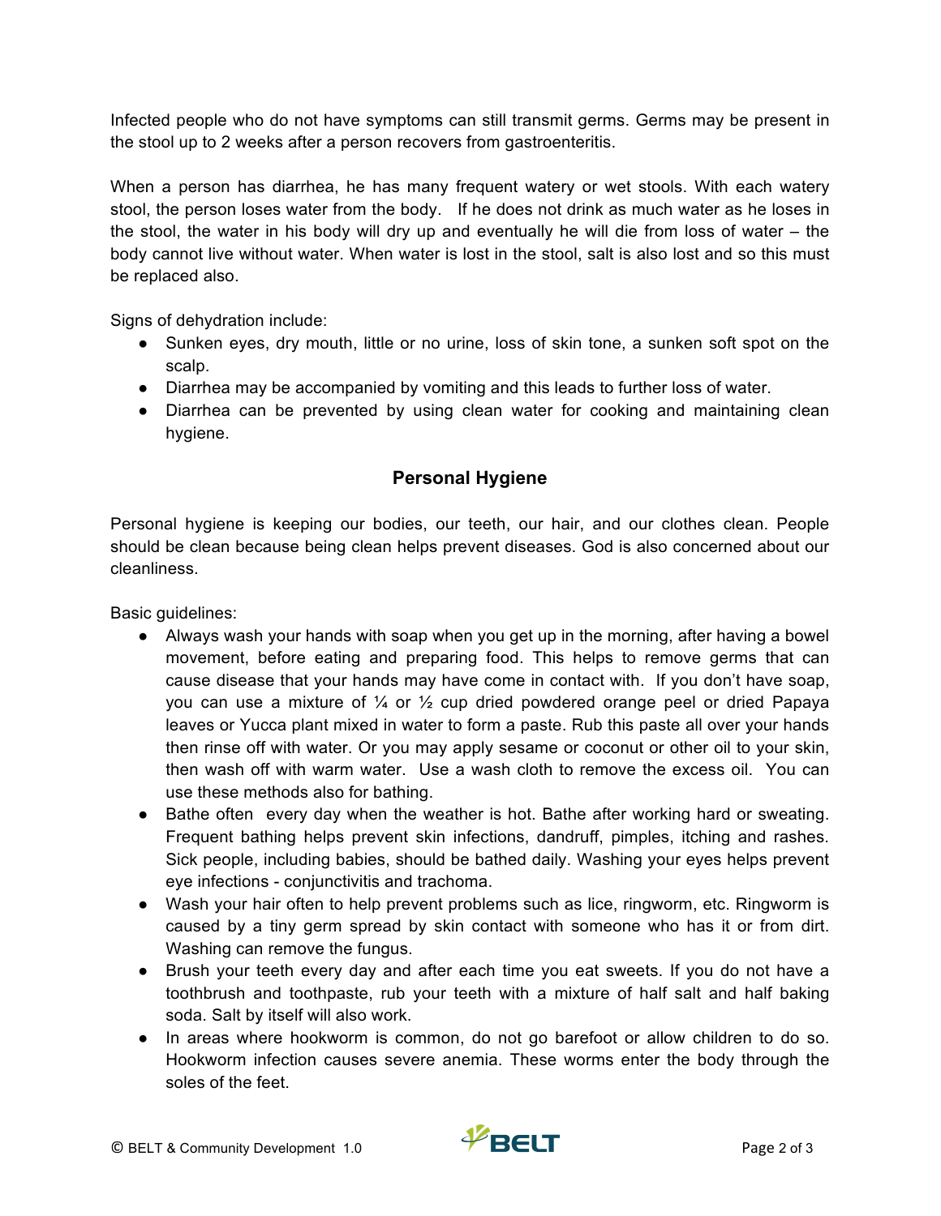Infected people who do not have symptoms can still transmit germs. Germs may be present in the stool up to 2 weeks after a person recovers from gastroenteritis.

When a person has diarrhea, he has many frequent watery or wet stools. With each watery stool, the person loses water from the body. If he does not drink as much water as he loses in the stool, the water in his body will dry up and eventually he will die from loss of water – the body cannot live without water. When water is lost in the stool, salt is also lost and so this must be replaced also.

Signs of dehydration include:

- Sunken eyes, dry mouth, little or no urine, loss of skin tone, a sunken soft spot on the scalp.
- Diarrhea may be accompanied by vomiting and this leads to further loss of water.
- Diarrhea can be prevented by using clean water for cooking and maintaining clean hygiene.

## Personal Hygiene

Personal hygiene is keeping our bodies, our teeth, our hair, and our clothes clean. People should be clean because being clean helps prevent diseases. God is also concerned about our cleanliness.

Basic guidelines:

- Always wash your hands with soap when you get up in the morning, after having a bowel movement, before eating and preparing food. This helps to remove germs that can cause disease that your hands may have come in contact with. If you don't have soap, you can use a mixture of ¼ or ½ cup dried powdered orange peel or dried Papaya leaves or Yucca plant mixed in water to form a paste. Rub this paste all over your hands then rinse off with water. Or you may apply sesame or coconut or other oil to your skin, then wash off with warm water. Use a wash cloth to remove the excess oil. You can use these methods also for bathing.
- Bathe often every day when the weather is hot. Bathe after working hard or sweating. Frequent bathing helps prevent skin infections, dandruff, pimples, itching and rashes. Sick people, including babies, should be bathed daily. Washing your eyes helps prevent eye infections - conjunctivitis and trachoma.
- Wash your hair often to help prevent problems such as lice, ringworm, etc. Ringworm is caused by a tiny germ spread by skin contact with someone who has it or from dirt. Washing can remove the fungus.
- Brush your teeth every day and after each time you eat sweets. If you do not have a toothbrush and toothpaste, rub your teeth with a mixture of half salt and half baking soda. Salt by itself will also work.
- In areas where hookworm is common, do not go barefoot or allow children to do so. Hookworm infection causes severe anemia. These worms enter the body through the soles of the feet.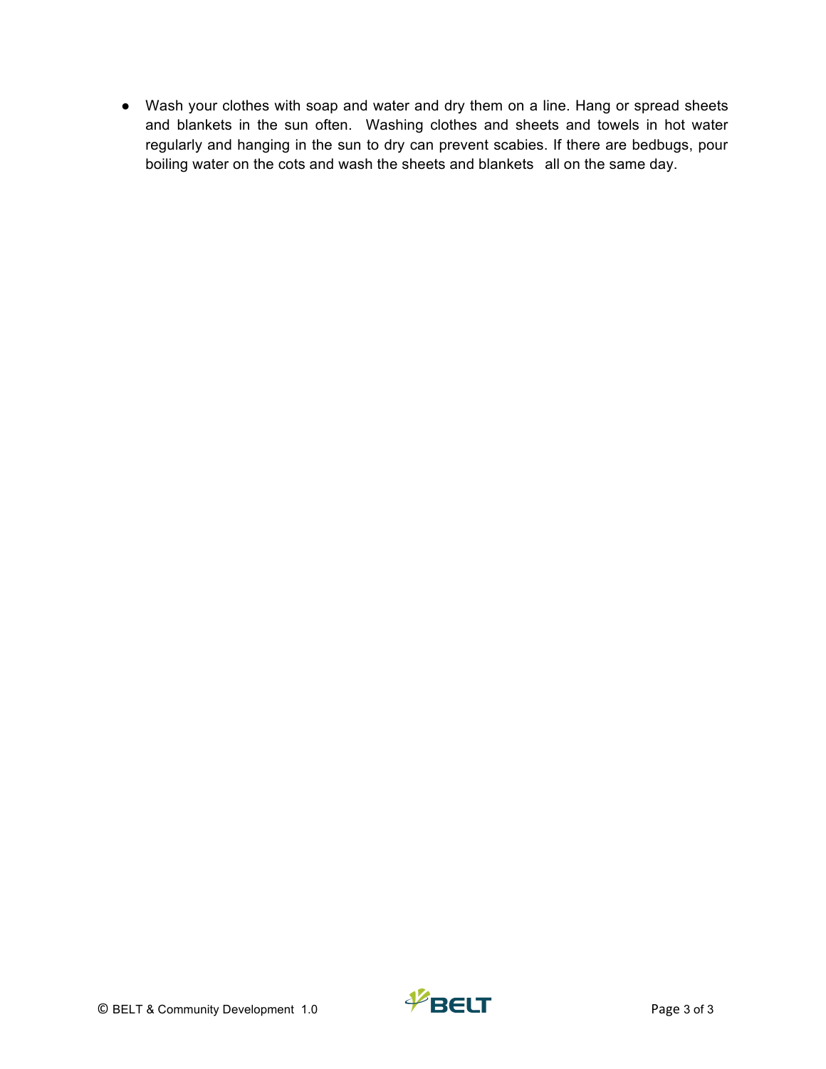- Wash your clothes with soap and water and dry them on a line. Hang or spread sheets and blankets in the sun often. Washing clothes and sheets and towels in hot water regularly and hanging in the sun to dry can prevent scabies. If there are bedbugs, pour boiling water on the cots and wash the sheets and blankets all on the same day.